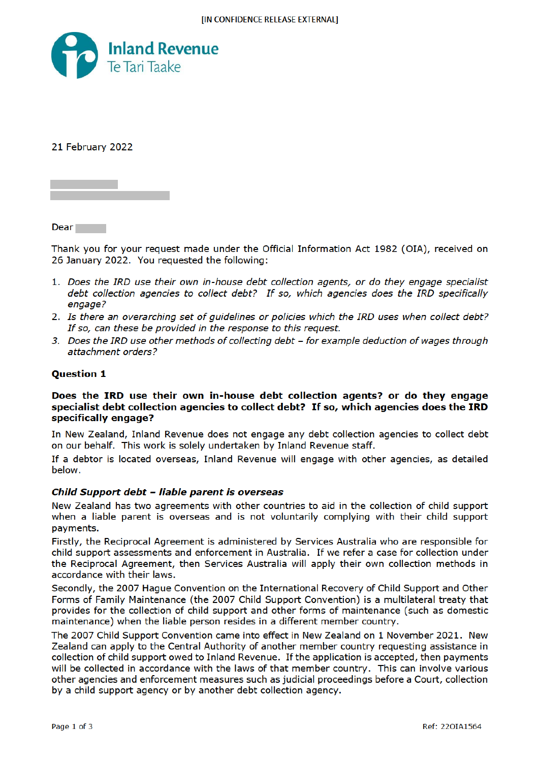[IN CONFIDENCE RELEASE EXTERNAL]

Inland Revenue
Te Tari Taake

21 February 2022

Dear

Thank you for your request made under the Official Information Act 1982 (OIA), received on 26 January 2022. You requested the following:

1. *Does the IRD use their own in-house debt collection agents, or do they engage specialist debt collection agencies to collect debt? If so, which agencies does the IRD specifically engage?*
2. *Is there an overarching set of guidelines or policies which the IRD uses when collect debt? If so, can these be provided in the response to this request.*
3. *Does the IRD use other methods of collecting debt – for example deduction of wages through attachment orders?*

## Question 1

**Does the IRD use their own in-house debt collection agents? or do they engage specialist debt collection agencies to collect debt? If so, which agencies does the IRD specifically engage?**

In New Zealand, Inland Revenue does not engage any debt collection agencies to collect debt on our behalf. This work is solely undertaken by Inland Revenue staff.

If a debtor is located overseas, Inland Revenue will engage with other agencies, as detailed below.

### *Child Support debt – liable parent is overseas*

New Zealand has two agreements with other countries to aid in the collection of child support when a liable parent is overseas and is not voluntarily complying with their child support payments.

Firstly, the Reciprocal Agreement is administered by Services Australia who are responsible for child support assessments and enforcement in Australia. If we refer a case for collection under the Reciprocal Agreement, then Services Australia will apply their own collection methods in accordance with their laws.

Secondly, the 2007 Hague Convention on the International Recovery of Child Support and Other Forms of Family Maintenance (the 2007 Child Support Convention) is a multilateral treaty that provides for the collection of child support and other forms of maintenance (such as domestic maintenance) when the liable person resides in a different member country.

The 2007 Child Support Convention came into effect in New Zealand on 1 November 2021. New Zealand can apply to the Central Authority of another member country requesting assistance in collection of child support owed to Inland Revenue. If the application is accepted, then payments will be collected in accordance with the laws of that member country. This can involve various other agencies and enforcement measures such as judicial proceedings before a Court, collection by a child support agency or by another debt collection agency.

Ref: 22OIA1564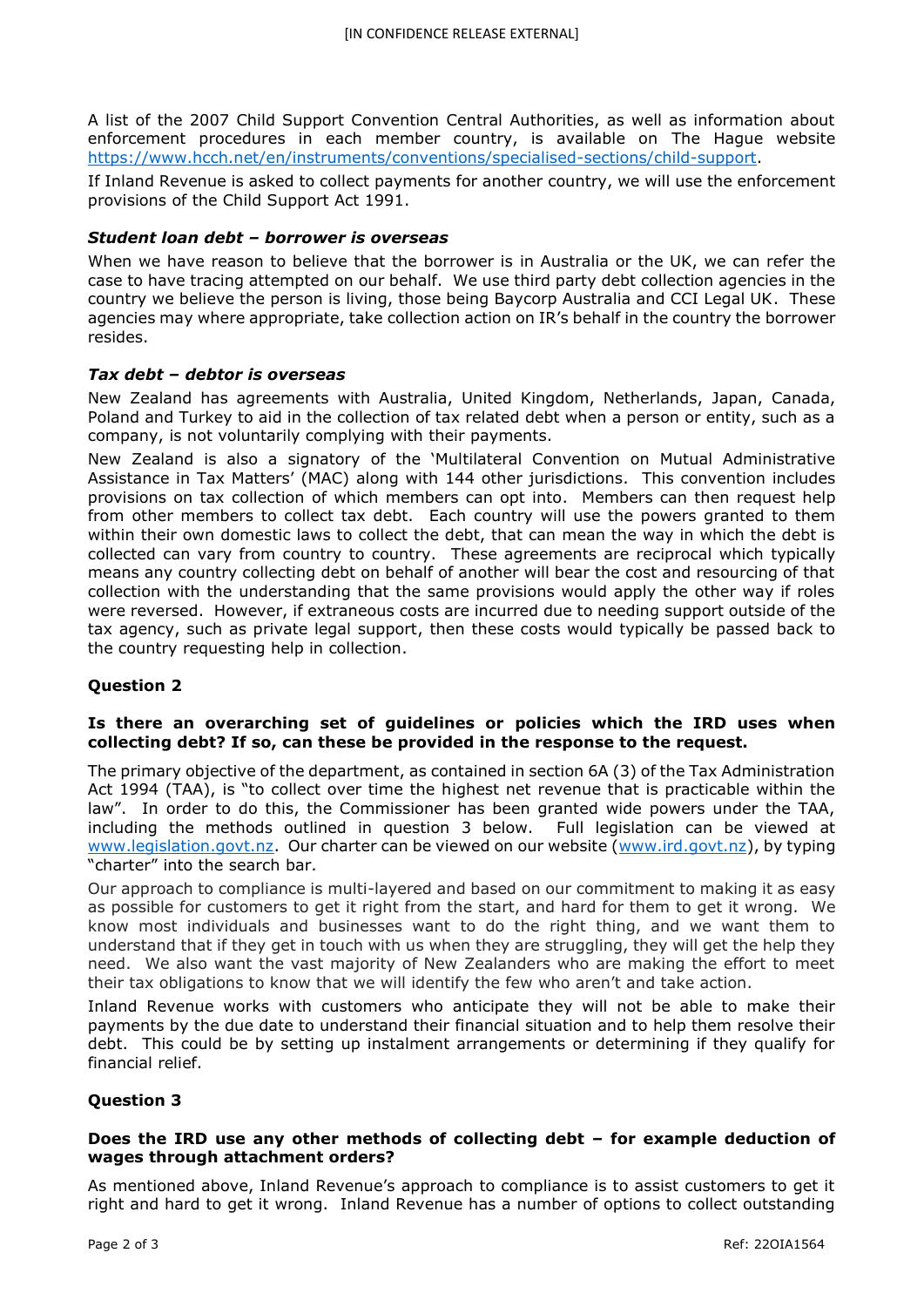A list of the 2007 Child Support Convention Central Authorities, as well as information about enforcement procedures in each member country, is available on The Hague website https://www.hcch.net/en/instruments/conventions/specialised-sections/child-support.

If Inland Revenue is asked to collect payments for another country, we will use the enforcement provisions of the Child Support Act 1991.

### *Student loan debt – borrower is overseas*

When we have reason to believe that the borrower is in Australia or the UK, we can refer the case to have tracing attempted on our behalf. We use third party debt collection agencies in the country we believe the person is living, those being Baycorp Australia and CCI Legal UK. These agencies may where appropriate, take collection action on IR's behalf in the country the borrower resides.

### *Tax debt – debtor is overseas*

New Zealand has agreements with Australia, United Kingdom, Netherlands, Japan, Canada, Poland and Turkey to aid in the collection of tax related debt when a person or entity, such as a company, is not voluntarily complying with their payments.

New Zealand is also a signatory of the 'Multilateral Convention on Mutual Administrative Assistance in Tax Matters' (MAC) along with 144 other jurisdictions. This convention includes provisions on tax collection of which members can opt into. Members can then request help from other members to collect tax debt. Each country will use the powers granted to them within their own domestic laws to collect the debt, that can mean the way in which the debt is collected can vary from country to country. These agreements are reciprocal which typically means any country collecting debt on behalf of another will bear the cost and resourcing of that collection with the understanding that the same provisions would apply the other way if roles were reversed. However, if extraneous costs are incurred due to needing support outside of the tax agency, such as private legal support, then these costs would typically be passed back to the country requesting help in collection.

## Question 2

**Is there an overarching set of guidelines or policies which the IRD uses when collecting debt? If so, can these be provided in the response to the request.**

The primary objective of the department, as contained in section 6A (3) of the Tax Administration Act 1994 (TAA), is "to collect over time the highest net revenue that is practicable within the law". In order to do this, the Commissioner has been granted wide powers under the TAA, including the methods outlined in question 3 below. Full legislation can be viewed at www.legislation.govt.nz. Our charter can be viewed on our website (www.ird.govt.nz), by typing "charter" into the search bar.

Our approach to compliance is multi-layered and based on our commitment to making it as easy as possible for customers to get it right from the start, and hard for them to get it wrong. We know most individuals and businesses want to do the right thing, and we want them to understand that if they get in touch with us when they are struggling, they will get the help they need. We also want the vast majority of New Zealanders who are making the effort to meet their tax obligations to know that we will identify the few who aren't and take action.

Inland Revenue works with customers who anticipate they will not be able to make their payments by the due date to understand their financial situation and to help them resolve their debt. This could be by setting up instalment arrangements or determining if they qualify for financial relief.

## Question 3

**Does the IRD use any other methods of collecting debt – for example deduction of wages through attachment orders?**

As mentioned above, Inland Revenue's approach to compliance is to assist customers to get it right and hard to get it wrong. Inland Revenue has a number of options to collect outstanding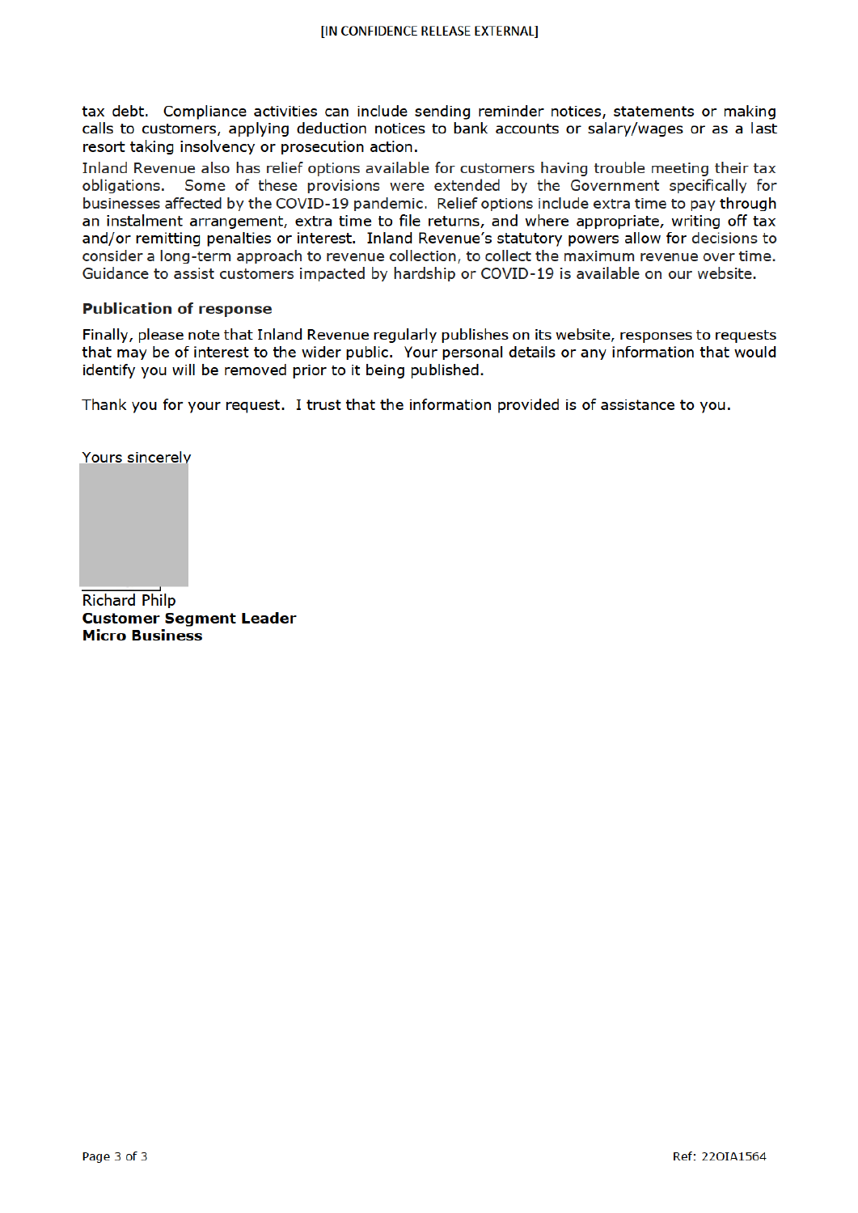tax debt. Compliance activities can include sending reminder notices, statements or making calls to customers, applying deduction notices to bank accounts or salary/wages or as a last resort taking insolvency or prosecution action.

Inland Revenue also has relief options available for customers having trouble meeting their tax obligations. Some of these provisions were extended by the Government specifically for businesses affected by the COVID-19 pandemic. Relief options include extra time to pay through an instalment arrangement, extra time to file returns, and where appropriate, writing off tax and/or remitting penalties or interest. Inland Revenue's statutory powers allow for decisions to consider a long-term approach to revenue collection, to collect the maximum revenue over time. Guidance to assist customers impacted by hardship or COVID-19 is available on our website.

### Publication of response

Finally, please note that Inland Revenue regularly publishes on its website, responses to requests that may be of interest to the wider public. Your personal details or any information that would identify you will be removed prior to it being published.

Thank you for your request. I trust that the information provided is of assistance to you.

Yours sincerely

Richard Philp
**Customer Segment Leader**
**Micro Business**